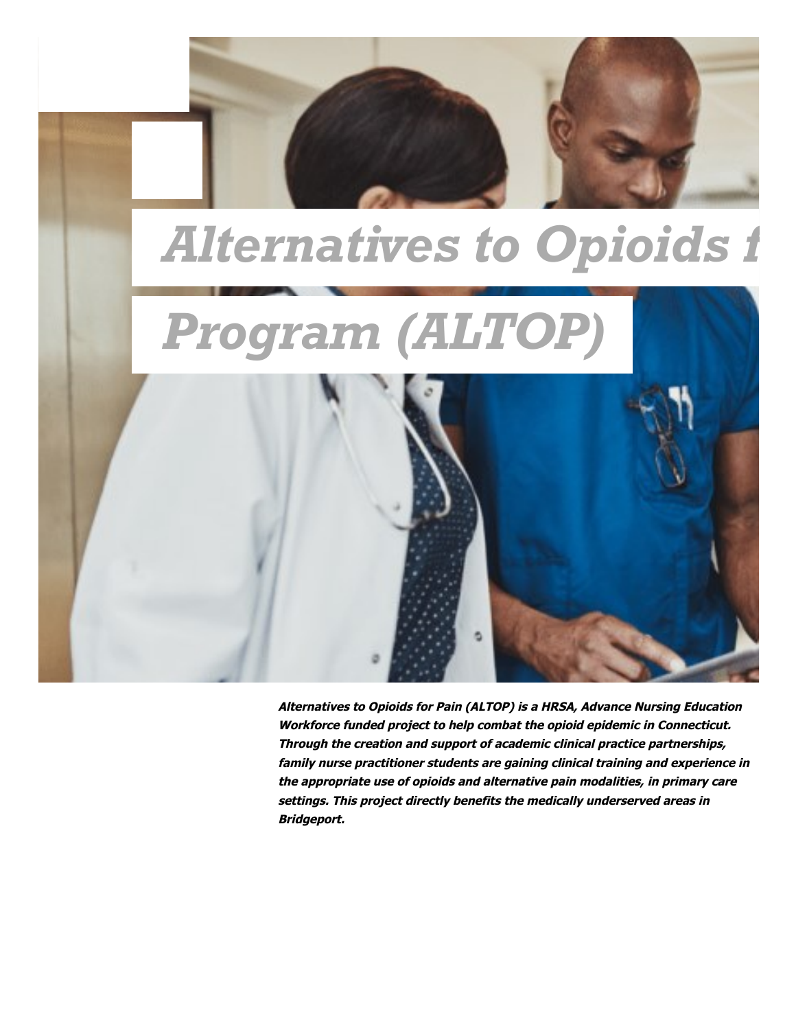# Alternatives to Opioids f

# Program (ALTOP)

***Alternatives to Opioids for Pain (ALTOP) is a HRSA, Advance Nursing Education Workforce funded project to help combat the opioid epidemic in Connecticut. Through the creation and support of academic clinical practice partnerships, family nurse practitioner students are gaining clinical training and experience in the appropriate use of opioids and alternative pain modalities, in primary care settings. This project directly benefits the medically underserved areas in Bridgeport.***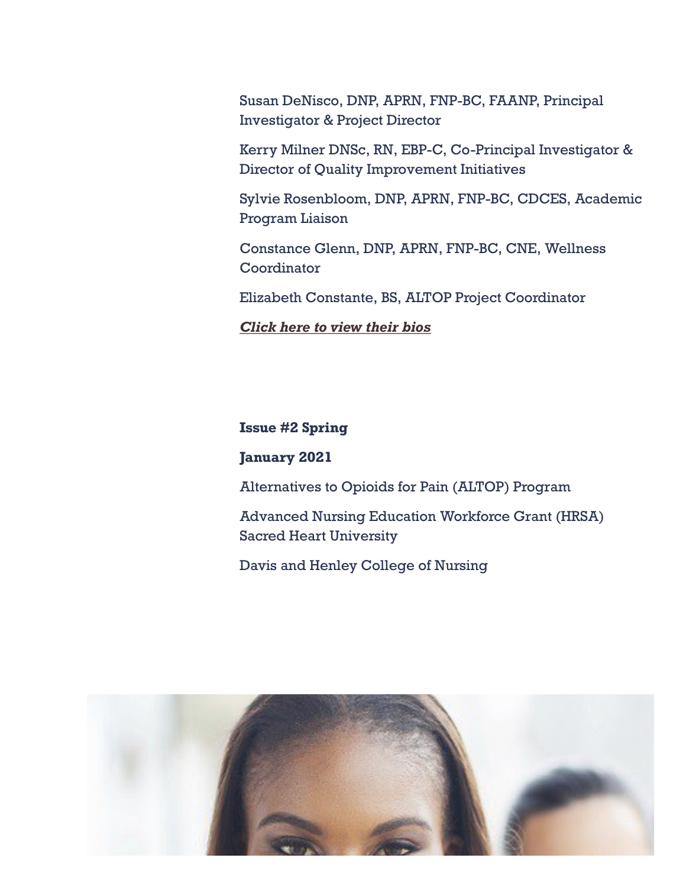Susan DeNisco, DNP, APRN, FNP-BC, FAANP, Principal Investigator & Project Director

Kerry Milner DNSc, RN, EBP-C, Co-Principal Investigator & Director of Quality Improvement Initiatives

Sylvie Rosenbloom, DNP, APRN, FNP-BC, CDCES, Academic Program Liaison

Constance Glenn, DNP, APRN, FNP-BC, CNE, Wellness Coordinator

Elizabeth Constante, BS, ALTOP Project Coordinator

***Click here to view their bios***

**Issue #2 Spring**

**January 2021**

Alternatives to Opioids for Pain (ALTOP) Program

Advanced Nursing Education Workforce Grant (HRSA) Sacred Heart University

Davis and Henley College of Nursing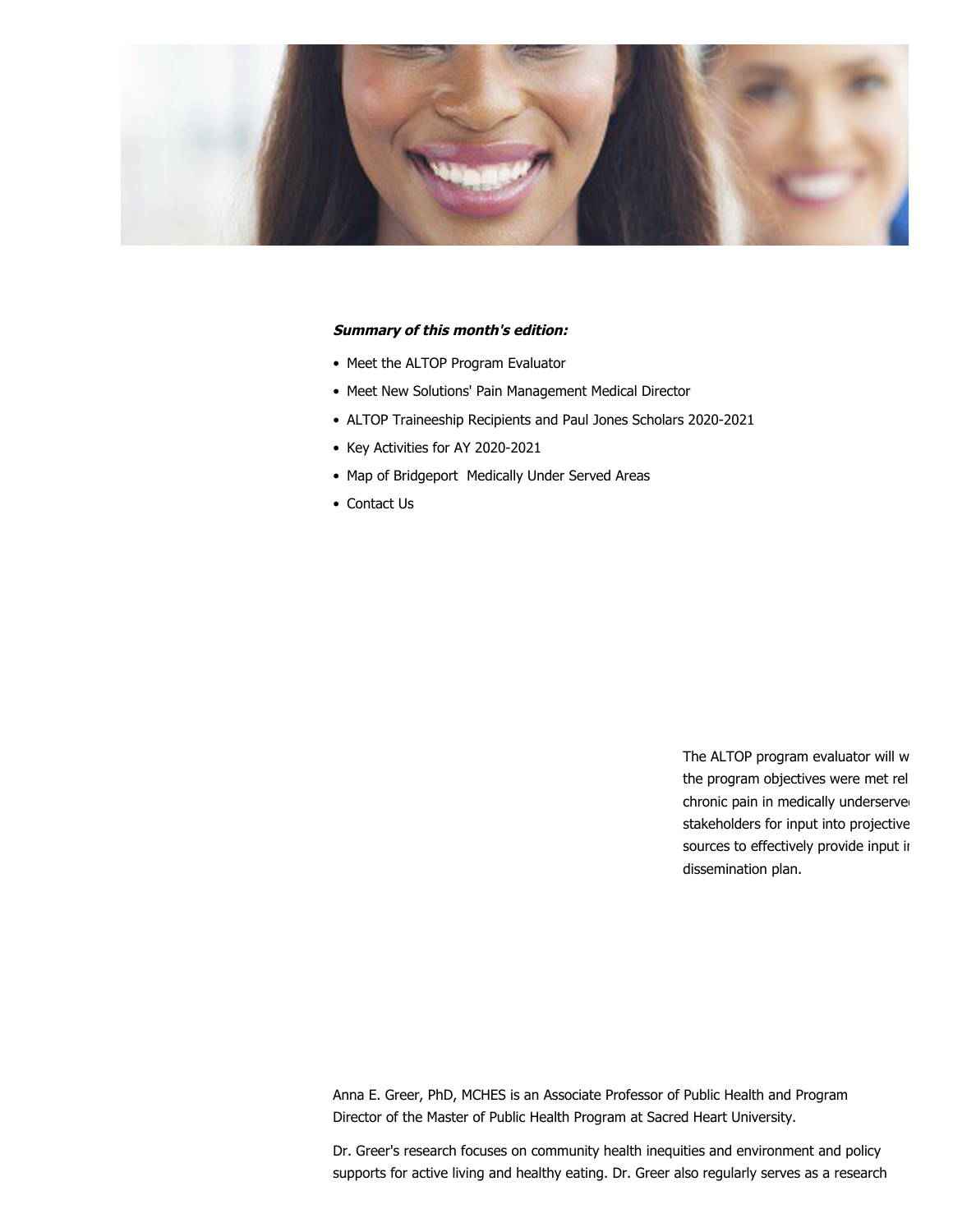***Summary of this month's edition:***

- Meet the ALTOP Program Evaluator
- Meet New Solutions' Pain Management Medical Director
- ALTOP Traineeship Recipients and Paul Jones Scholars 2020-2021
- Key Activities for AY 2020-2021
- Map of Bridgeport  Medically Under Served Areas
- Contact Us

The ALTOP program evaluator will w
the program objectives were met rel
chronic pain in medically underserve
stakeholders for input into projective
sources to effectively provide input i
dissemination plan.

Anna E. Greer, PhD, MCHES is an Associate Professor of Public Health and Program Director of the Master of Public Health Program at Sacred Heart University.

Dr. Greer's research focuses on community health inequities and environment and policy supports for active living and healthy eating. Dr. Greer also regularly serves as a research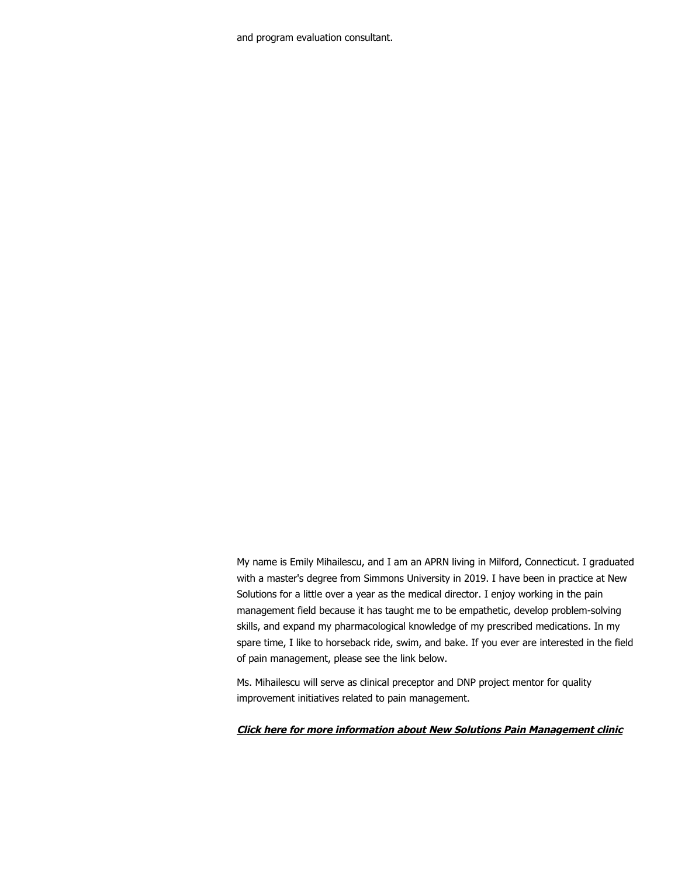and program evaluation consultant.

My name is Emily Mihailescu, and I am an APRN living in Milford, Connecticut. I graduated with a master's degree from Simmons University in 2019. I have been in practice at New Solutions for a little over a year as the medical director. I enjoy working in the pain management field because it has taught me to be empathetic, develop problem-solving skills, and expand my pharmacological knowledge of my prescribed medications. In my spare time, I like to horseback ride, swim, and bake. If you ever are interested in the field of pain management, please see the link below.

Ms. Mihailescu will serve as clinical preceptor and DNP project mentor for quality improvement initiatives related to pain management.

***Click here for more information about New Solutions Pain Management clinic***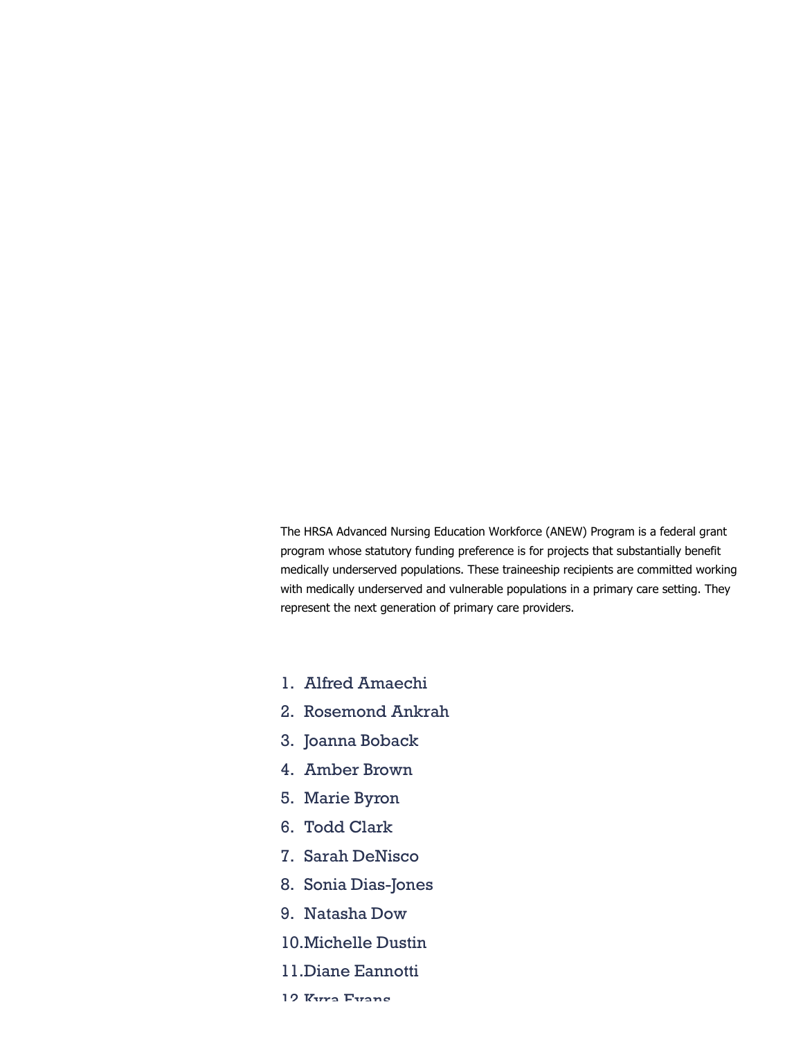The HRSA Advanced Nursing Education Workforce (ANEW) Program is a federal grant program whose statutory funding preference is for projects that substantially benefit medically underserved populations. These traineeship recipients are committed working with medically underserved and vulnerable populations in a primary care setting. They represent the next generation of primary care providers.

1. Alfred Amaechi
2. Rosemond Ankrah
3. Joanna Boback
4. Amber Brown
5. Marie Byron
6. Todd Clark
7. Sarah DeNisco
8. Sonia Dias-Jones
9. Natasha Dow
10. Michelle Dustin
11. Diane Eannotti
12. Kyra Evans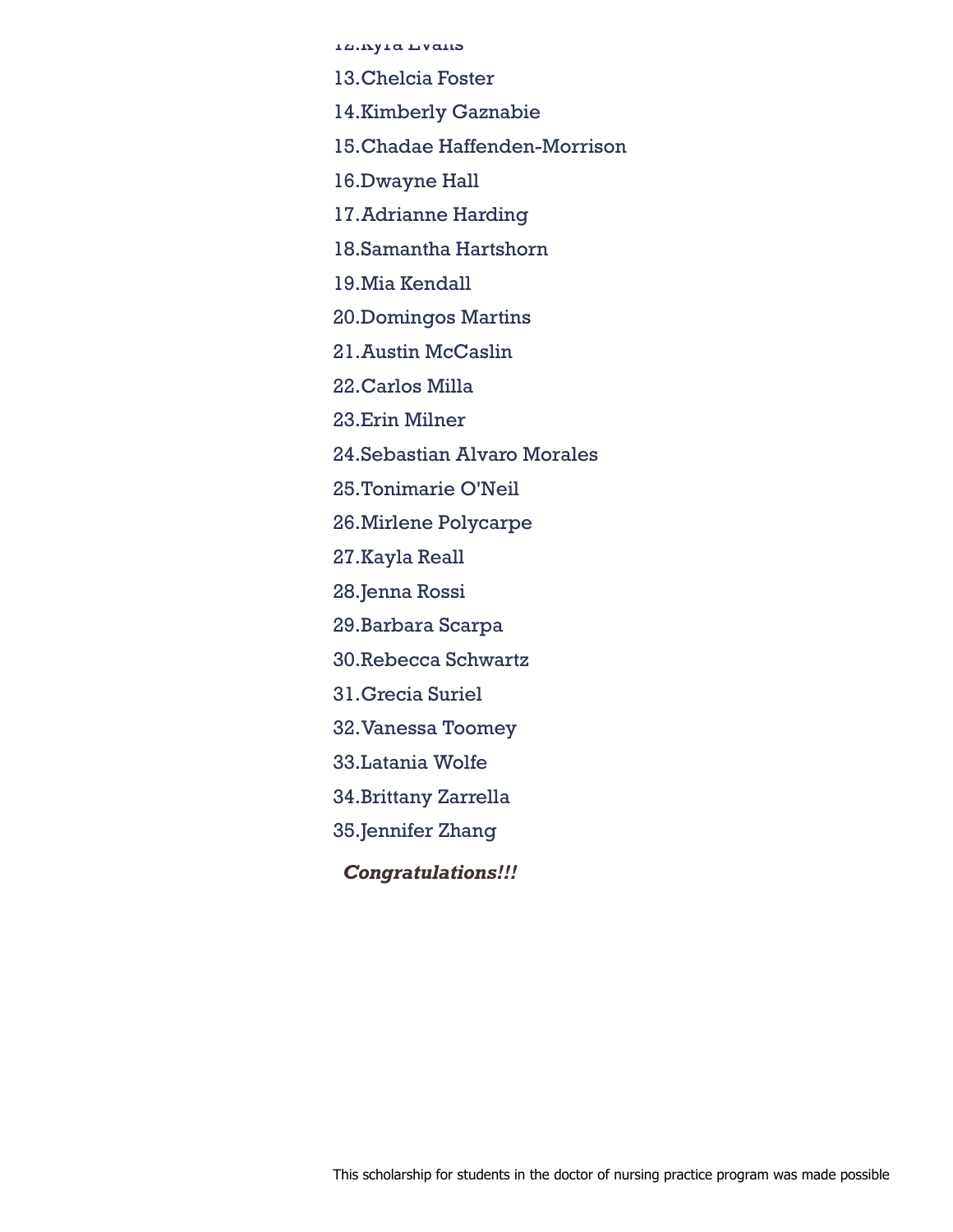12. Kyra Evans
13. Chelcia Foster
14. Kimberly Gaznabie
15. Chadae Haffenden-Morrison
16. Dwayne Hall
17. Adrianne Harding
18. Samantha Hartshorn
19. Mia Kendall
20. Domingos Martins
21. Austin McCaslin
22. Carlos Milla
23. Erin Milner
24. Sebastian Alvaro Morales
25. Tonimarie O'Neil
26. Mirlene Polycarpe
27. Kayla Reall
28. Jenna Rossi
29. Barbara Scarpa
30. Rebecca Schwartz
31. Grecia Suriel
32. Vanessa Toomey
33. Latania Wolfe
34. Brittany Zarrella
35. Jennifer Zhang

***Congratulations!!!***

This scholarship for students in the doctor of nursing practice program was made possible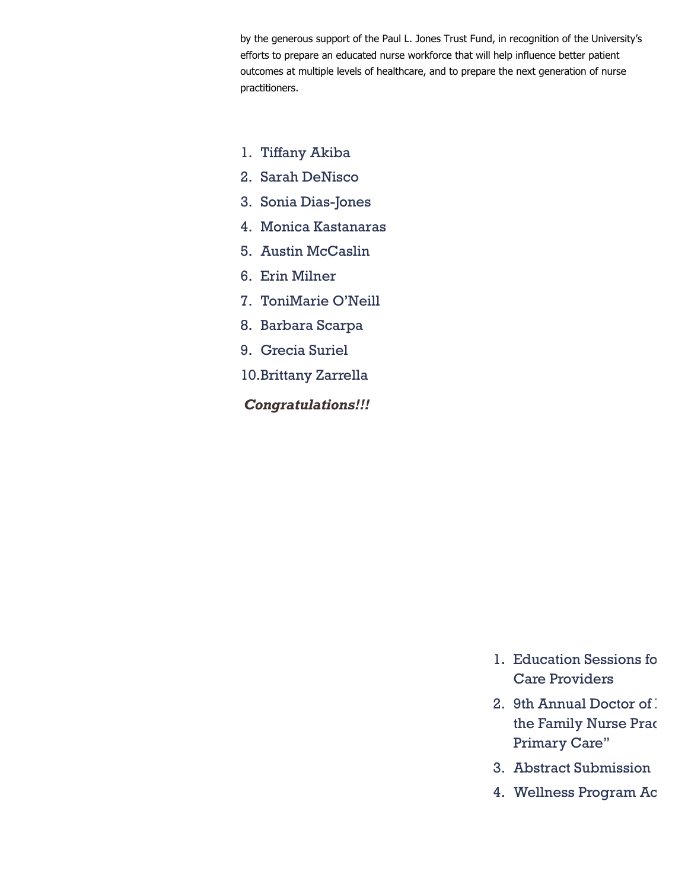by the generous support of the Paul L. Jones Trust Fund, in recognition of the University's efforts to prepare an educated nurse workforce that will help influence better patient outcomes at multiple levels of healthcare, and to prepare the next generation of nurse practitioners.

1. Tiffany Akiba
2. Sarah DeNisco
3. Sonia Dias-Jones
4. Monica Kastanaras
5. Austin McCaslin
6. Erin Milner
7. ToniMarie O'Neill
8. Barbara Scarpa
9. Grecia Suriel
10. Brittany Zarrella

***Congratulations!!!***

1. Education Sessions fo Care Providers
2. 9th Annual Doctor of the Family Nurse Prac Primary Care"
3. Abstract Submission
4. Wellness Program Ac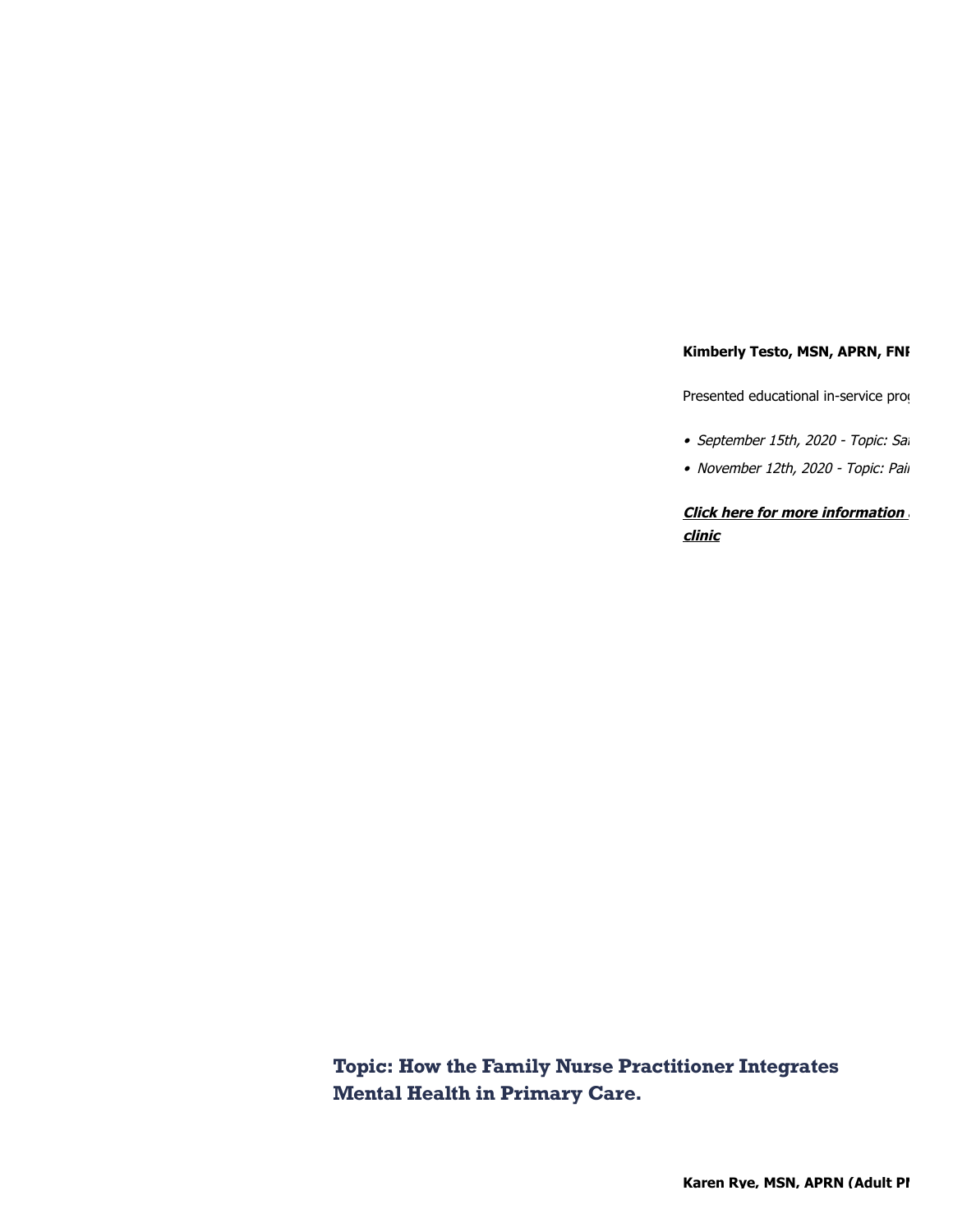**Kimberly Testo, MSN, APRN, FNI**

Presented educational in-service pro

- *September 15th, 2020 - Topic: Sa*
- *November 12th, 2020 - Topic: Pai*

***Click here for more information clinic***

## Topic: How the Family Nurse Practitioner Integrates Mental Health in Primary Care.

**Karen Rye, MSN, APRN (Adult P**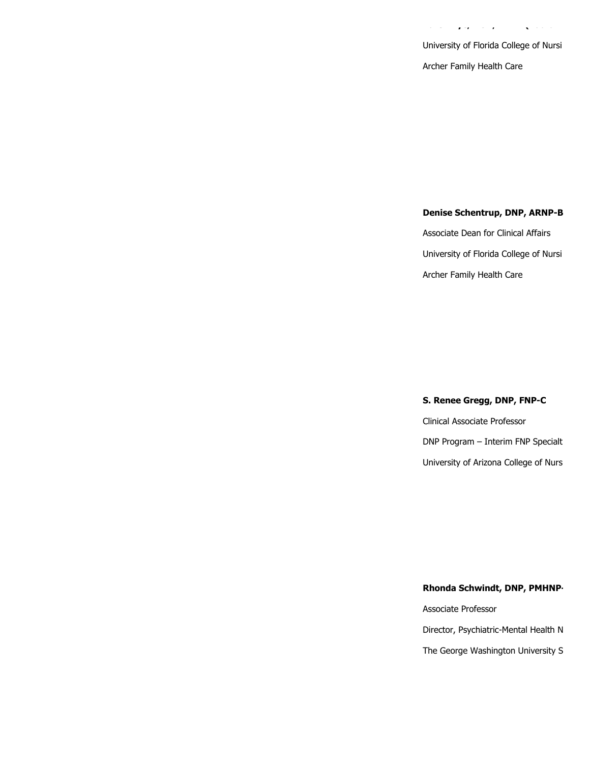University of Florida College of Nursi

Archer Family Health Care

**Denise Schentrup, DNP, ARNP-B**

Associate Dean for Clinical Affairs

University of Florida College of Nursi

Archer Family Health Care

**S. Renee Gregg, DNP, FNP-C**

Clinical Associate Professor

DNP Program – Interim FNP Specialt

University of Arizona College of Nurs

**Rhonda Schwindt, DNP, PMHNP-**

Associate Professor

Director, Psychiatric-Mental Health N

The George Washington University S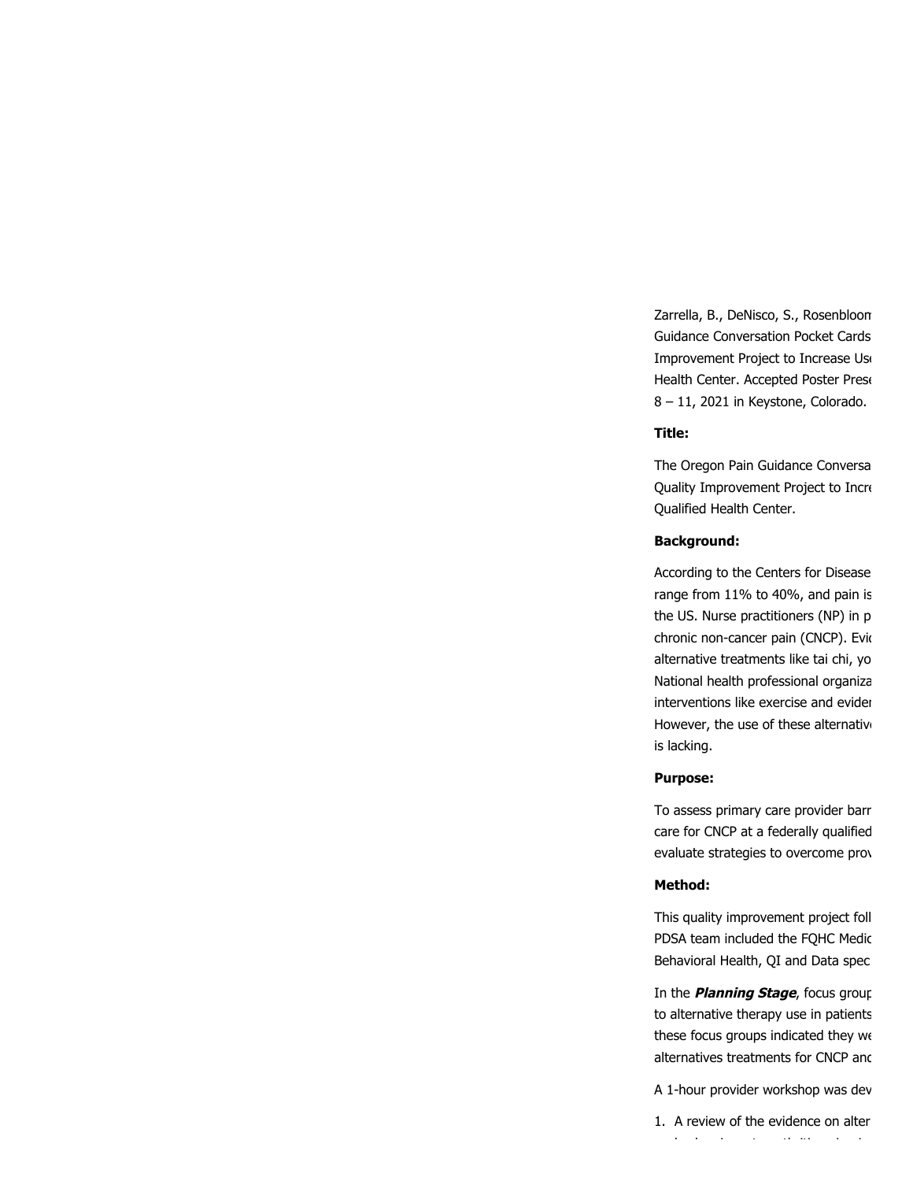Zarrella, B., DeNisco, S., Rosenbloom
Guidance Conversation Pocket Cards
Improvement Project to Increase Use
Health Center. Accepted Poster Prese
8 – 11, 2021 in Keystone, Colorado.

**Title:**

The Oregon Pain Guidance Conversa
Quality Improvement Project to Incre
Qualified Health Center.

**Background:**

According to the Centers for Disease
range from 11% to 40%, and pain is
the US. Nurse practitioners (NP) in p
chronic non-cancer pain (CNCP). Evid
alternative treatments like tai chi, yo
National health professional organiza
interventions like exercise and evider
However, the use of these alternative
is lacking.

**Purpose:**

To assess primary care provider barr
care for CNCP at a federally qualified
evaluate strategies to overcome prov

**Method:**

This quality improvement project foll
PDSA team included the FQHC Medic
Behavioral Health, QI and Data spec

In the ***Planning Stage***, focus group
to alternative therapy use in patients
these focus groups indicated they we
alternatives treatments for CNCP and

A 1-hour provider workshop was dev

1. A review of the evidence on alter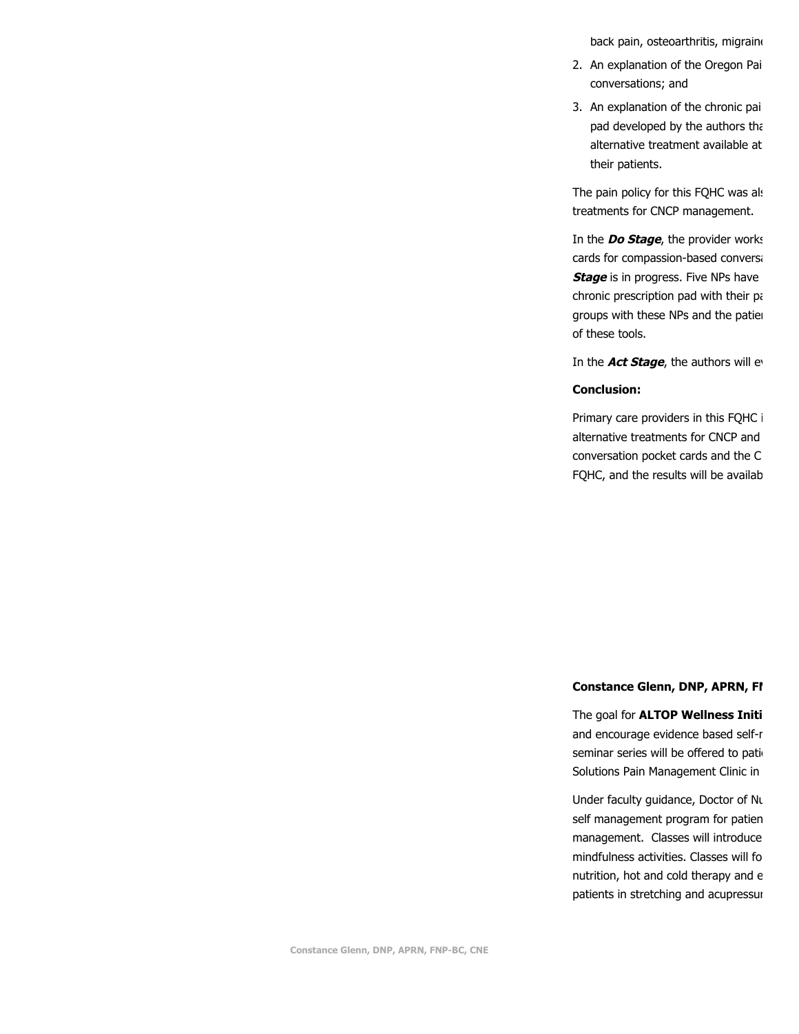back pain, osteoarthritis, migrain

2. An explanation of the Oregon Pai conversations; and
3. An explanation of the chronic pai pad developed by the authors tha alternative treatment available at their patients.

The pain policy for this FQHC was al treatments for CNCP management.

In the ***Do Stage***, the provider works cards for compassion-based convers ***Stage*** is in progress. Five NPs have chronic prescription pad with their pa groups with these NPs and the patie of these tools.

In the ***Act Stage***, the authors will e

**Conclusion:**

Primary care providers in this FQHC i alternative treatments for CNCP and conversation pocket cards and the C FQHC, and the results will be availab

**Constance Glenn, DNP, APRN, F**

The goal for **ALTOP Wellness Initi** and encourage evidence based self-r seminar series will be offered to pati Solutions Pain Management Clinic in

Under faculty guidance, Doctor of Nu self management program for patien management. Classes will introduce mindfulness activities. Classes will fo nutrition, hot and cold therapy and e patients in stretching and acupressu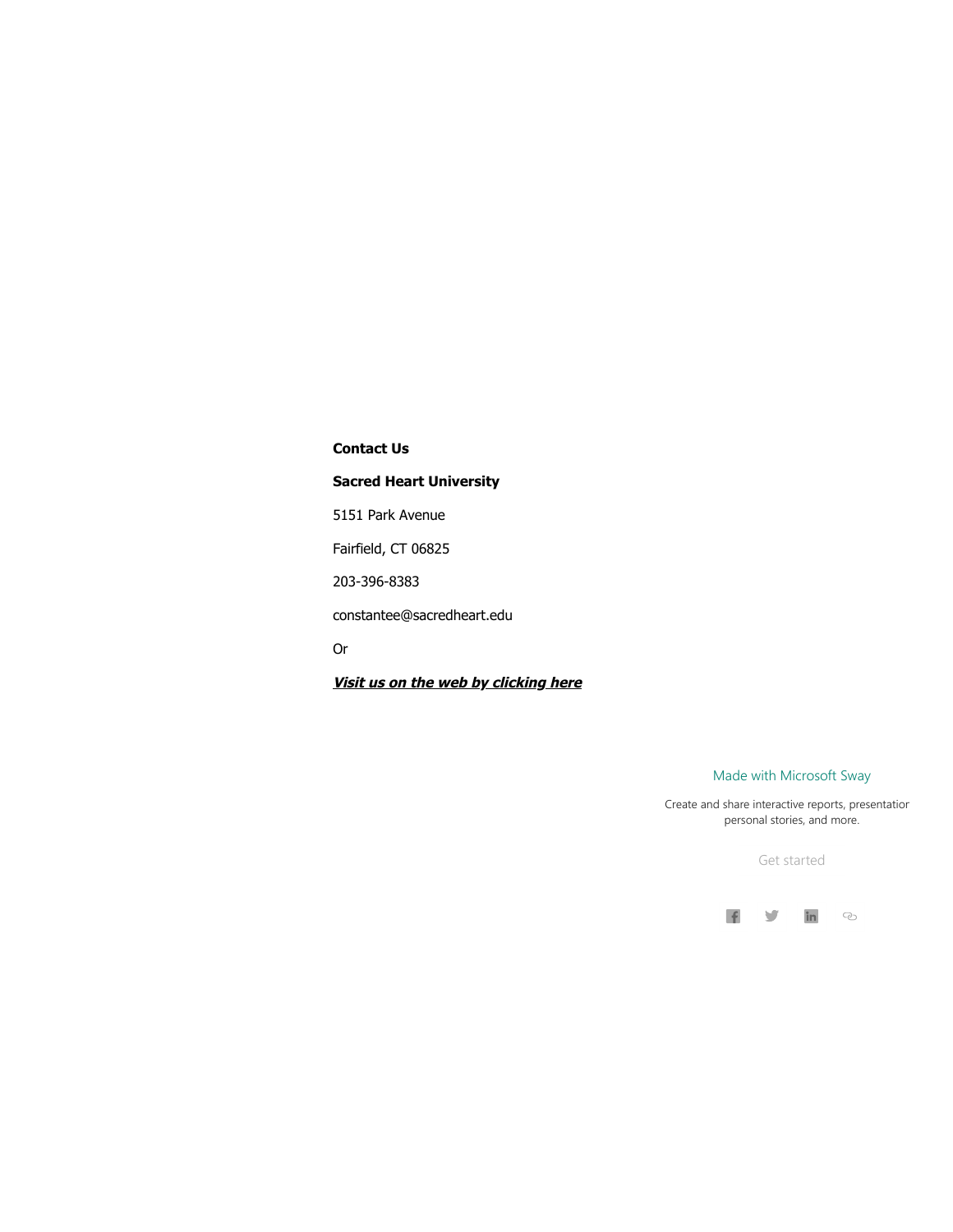**Contact Us**

**Sacred Heart University**

5151 Park Avenue

Fairfield, CT 06825

203-396-8383

constantee@sacredheart.edu

Or

***Visit us on the web by clicking here***

Made with Microsoft Sway

Create and share interactive reports, presentatior personal stories, and more.

Get started